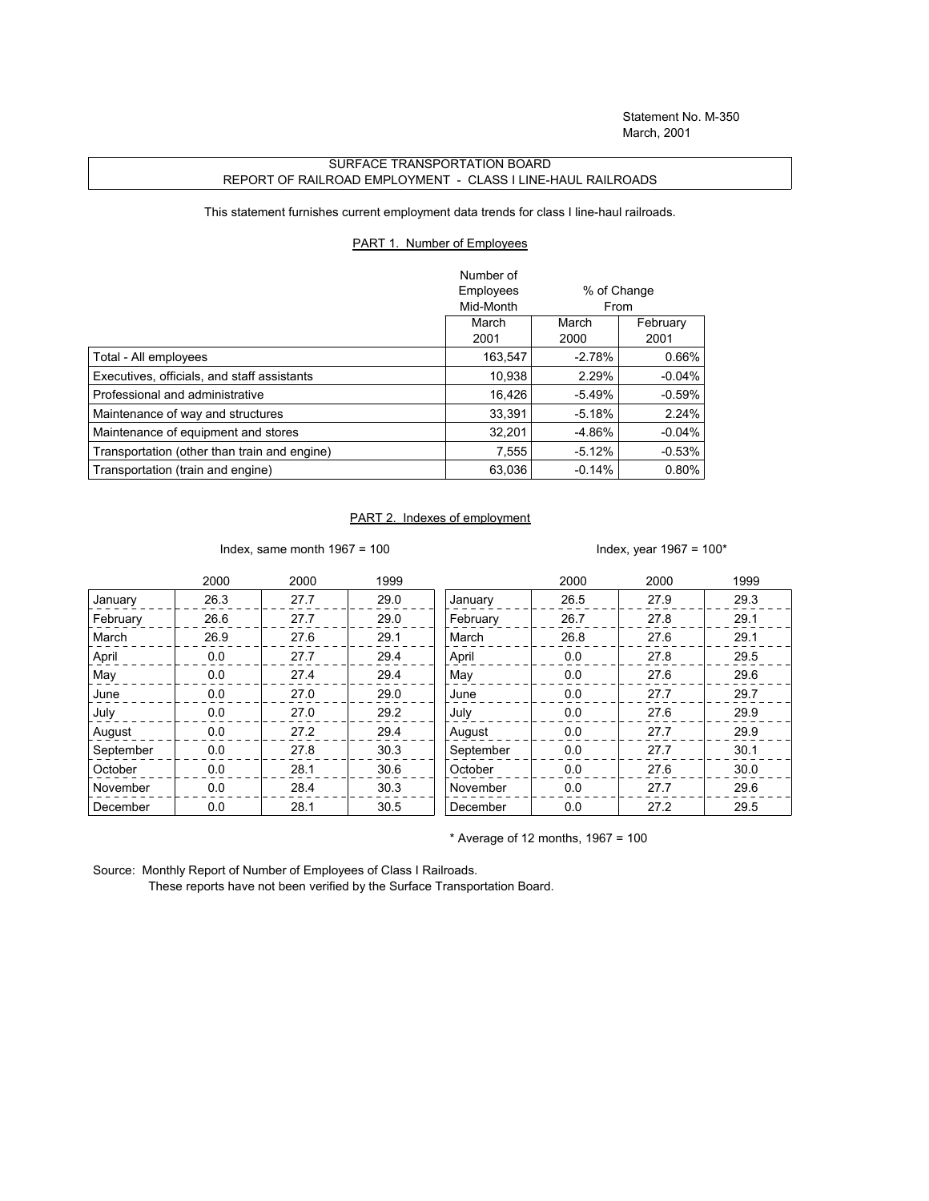Statement No. M-350
March, 2001

# SURFACE TRANSPORTATION BOARD
## REPORT OF RAILROAD EMPLOYMENT - CLASS I LINE-HAUL RAILROADS

This statement furnishes current employment data trends for class I line-haul railroads.

### PART 1. Number of Employees

| | Number of Employees Mid-Month | % of Change From | |
|---|---|---|---|
| | March 2001 | March 2000 | February 2001 |
| Total - All employees | 163,547 | -2.78% | 0.66% |
| Executives, officials, and staff assistants | 10,938 | 2.29% | -0.04% |
| Professional and administrative | 16,426 | -5.49% | -0.59% |
| Maintenance of way and structures | 33,391 | -5.18% | 2.24% |
| Maintenance of equipment and stores | 32,201 | -4.86% | -0.04% |
| Transportation (other than train and engine) | 7,555 | -5.12% | -0.53% |
| Transportation (train and engine) | 63,036 | -0.14% | 0.80% |

### PART 2. Indexes of employment

Index, same month 1967 = 100

| | 2000 | 2000 | 1999 |
|---|---|---|---|
| January | 26.3 | 27.7 | 29.0 |
| February | 26.6 | 27.7 | 29.0 |
| March | 26.9 | 27.6 | 29.1 |
| April | 0.0 | 27.7 | 29.4 |
| May | 0.0 | 27.4 | 29.4 |
| June | 0.0 | 27.0 | 29.0 |
| July | 0.0 | 27.0 | 29.2 |
| August | 0.0 | 27.2 | 29.4 |
| September | 0.0 | 27.8 | 30.3 |
| October | 0.0 | 28.1 | 30.6 |
| November | 0.0 | 28.4 | 30.3 |
| December | 0.0 | 28.1 | 30.5 |

Index, year 1967 = 100*

| | 2000 | 2000 | 1999 |
|---|---|---|---|
| January | 26.5 | 27.9 | 29.3 |
| February | 26.7 | 27.8 | 29.1 |
| March | 26.8 | 27.6 | 29.1 |
| April | 0.0 | 27.8 | 29.5 |
| May | 0.0 | 27.6 | 29.6 |
| June | 0.0 | 27.7 | 29.7 |
| July | 0.0 | 27.6 | 29.9 |
| August | 0.0 | 27.7 | 29.9 |
| September | 0.0 | 27.7 | 30.1 |
| October | 0.0 | 27.6 | 30.0 |
| November | 0.0 | 27.7 | 29.6 |
| December | 0.0 | 27.2 | 29.5 |

* Average of 12 months, 1967 = 100

Source: Monthly Report of Number of Employees of Class I Railroads.
These reports have not been verified by the Surface Transportation Board.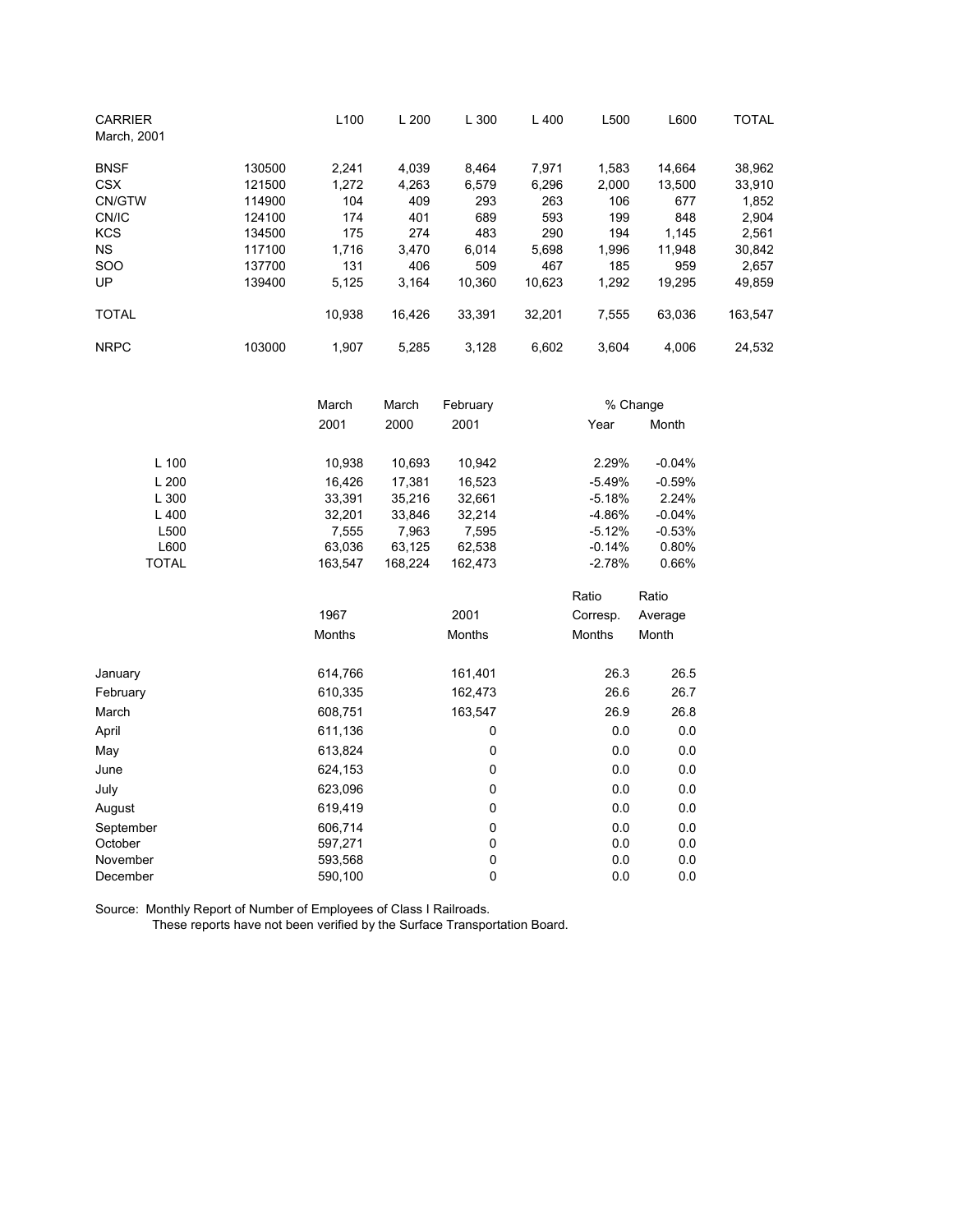| CARRIER March, 2001 | | L100 | L 200 | L 300 | L 400 | L500 | L600 | TOTAL |
|---|---|---|---|---|---|---|---|---|
| BNSF | 130500 | 2,241 | 4,039 | 8,464 | 7,971 | 1,583 | 14,664 | 38,962 |
| CSX | 121500 | 1,272 | 4,263 | 6,579 | 6,296 | 2,000 | 13,500 | 33,910 |
| CN/GTW | 114900 | 104 | 409 | 293 | 263 | 106 | 677 | 1,852 |
| CN/IC | 124100 | 174 | 401 | 689 | 593 | 199 | 848 | 2,904 |
| KCS | 134500 | 175 | 274 | 483 | 290 | 194 | 1,145 | 2,561 |
| NS | 117100 | 1,716 | 3,470 | 6,014 | 5,698 | 1,996 | 11,948 | 30,842 |
| SOO | 137700 | 131 | 406 | 509 | 467 | 185 | 959 | 2,657 |
| UP | 139400 | 5,125 | 3,164 | 10,360 | 10,623 | 1,292 | 19,295 | 49,859 |
| TOTAL | | 10,938 | 16,426 | 33,391 | 32,201 | 7,555 | 63,036 | 163,547 |
| NRPC | 103000 | 1,907 | 5,285 | 3,128 | 6,602 | 3,604 | 4,006 | 24,532 |

| | March 2001 | March 2000 | February 2001 | % Change Year | % Change Month |
|---|---|---|---|---|---|
| L 100 | 10,938 | 10,693 | 10,942 | 2.29% | -0.04% |
| L 200 | 16,426 | 17,381 | 16,523 | -5.49% | -0.59% |
| L 300 | 33,391 | 35,216 | 32,661 | -5.18% | 2.24% |
| L 400 | 32,201 | 33,846 | 32,214 | -4.86% | -0.04% |
| L500 | 7,555 | 7,963 | 7,595 | -5.12% | -0.53% |
| L600 | 63,036 | 63,125 | 62,538 | -0.14% | 0.80% |
| TOTAL | 163,547 | 168,224 | 162,473 | -2.78% | 0.66% |

| | 1967 Months | 2001 Months | Ratio Corresp. Months | Ratio Average Month |
|---|---|---|---|---|
| January | 614,766 | 161,401 | 26.3 | 26.5 |
| February | 610,335 | 162,473 | 26.6 | 26.7 |
| March | 608,751 | 163,547 | 26.9 | 26.8 |
| April | 611,136 | 0 | 0.0 | 0.0 |
| May | 613,824 | 0 | 0.0 | 0.0 |
| June | 624,153 | 0 | 0.0 | 0.0 |
| July | 623,096 | 0 | 0.0 | 0.0 |
| August | 619,419 | 0 | 0.0 | 0.0 |
| September | 606,714 | 0 | 0.0 | 0.0 |
| October | 597,271 | 0 | 0.0 | 0.0 |
| November | 593,568 | 0 | 0.0 | 0.0 |
| December | 590,100 | 0 | 0.0 | 0.0 |

Source: Monthly Report of Number of Employees of Class I Railroads.
These reports have not been verified by the Surface Transportation Board.